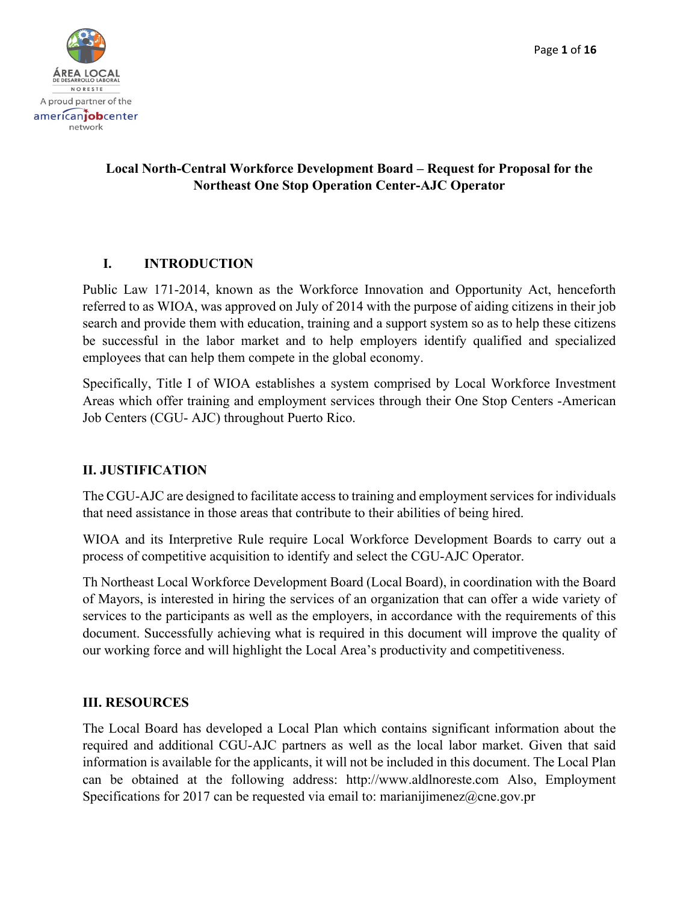**Local North-Central Workforce Development Board – Request for Proposal for the Northeast One Stop Operation Center-AJC Operator**

## I. INTRODUCTION

Public Law 171-2014, known as the Workforce Innovation and Opportunity Act, henceforth referred to as WIOA, was approved on July of 2014 with the purpose of aiding citizens in their job search and provide them with education, training and a support system so as to help these citizens be successful in the labor market and to help employers identify qualified and specialized employees that can help them compete in the global economy.

Specifically, Title I of WIOA establishes a system comprised by Local Workforce Investment Areas which offer training and employment services through their One Stop Centers -American Job Centers (CGU- AJC) throughout Puerto Rico.

## II. JUSTIFICATION

The CGU-AJC are designed to facilitate access to training and employment services for individuals that need assistance in those areas that contribute to their abilities of being hired.

WIOA and its Interpretive Rule require Local Workforce Development Boards to carry out a process of competitive acquisition to identify and select the CGU-AJC Operator.

Th Northeast Local Workforce Development Board (Local Board), in coordination with the Board of Mayors, is interested in hiring the services of an organization that can offer a wide variety of services to the participants as well as the employers, in accordance with the requirements of this document. Successfully achieving what is required in this document will improve the quality of our working force and will highlight the Local Area's productivity and competitiveness.

## III. RESOURCES

The Local Board has developed a Local Plan which contains significant information about the required and additional CGU-AJC partners as well as the local labor market. Given that said information is available for the applicants, it will not be included in this document. The Local Plan can be obtained at the following address: http://www.aldlnoreste.com Also, Employment Specifications for 2017 can be requested via email to: marianijimenez@cne.gov.pr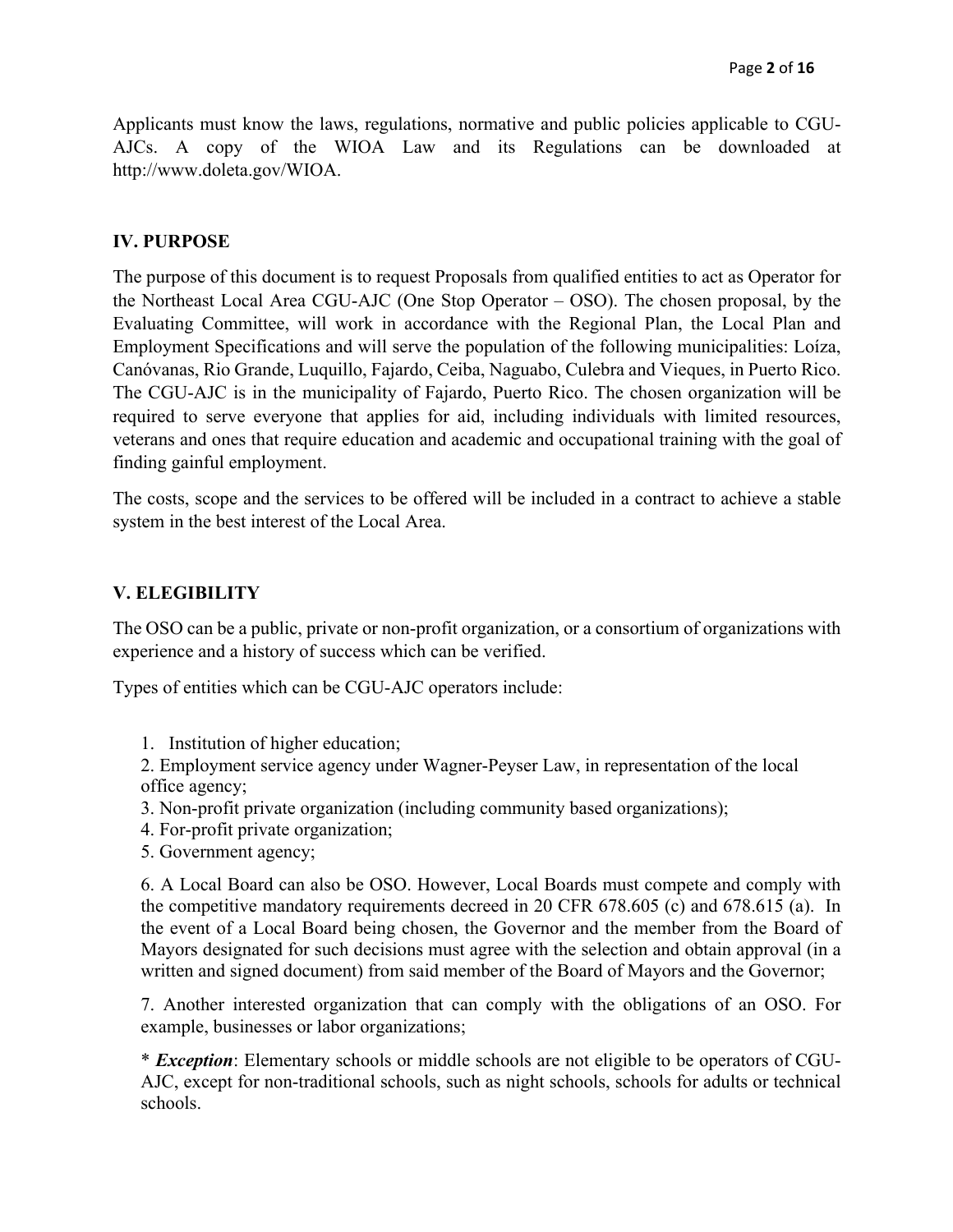Applicants must know the laws, regulations, normative and public policies applicable to CGU-AJCs. A copy of the WIOA Law and its Regulations can be downloaded at http://www.doleta.gov/WIOA.

## IV. PURPOSE

The purpose of this document is to request Proposals from qualified entities to act as Operator for the Northeast Local Area CGU-AJC (One Stop Operator – OSO). The chosen proposal, by the Evaluating Committee, will work in accordance with the Regional Plan, the Local Plan and Employment Specifications and will serve the population of the following municipalities: Loíza, Canóvanas, Rio Grande, Luquillo, Fajardo, Ceiba, Naguabo, Culebra and Vieques, in Puerto Rico. The CGU-AJC is in the municipality of Fajardo, Puerto Rico. The chosen organization will be required to serve everyone that applies for aid, including individuals with limited resources, veterans and ones that require education and academic and occupational training with the goal of finding gainful employment.

The costs, scope and the services to be offered will be included in a contract to achieve a stable system in the best interest of the Local Area.

## V. ELEGIBILITY

The OSO can be a public, private or non-profit organization, or a consortium of organizations with experience and a history of success which can be verified.

Types of entities which can be CGU-AJC operators include:

1. Institution of higher education;
2. Employment service agency under Wagner-Peyser Law, in representation of the local office agency;
3. Non-profit private organization (including community based organizations);
4. For-profit private organization;
5. Government agency;
6. A Local Board can also be OSO. However, Local Boards must compete and comply with the competitive mandatory requirements decreed in 20 CFR 678.605 (c) and 678.615 (a). In the event of a Local Board being chosen, the Governor and the member from the Board of Mayors designated for such decisions must agree with the selection and obtain approval (in a written and signed document) from said member of the Board of Mayors and the Governor;
7. Another interested organization that can comply with the obligations of an OSO. For example, businesses or labor organizations;

\* ***Exception***: Elementary schools or middle schools are not eligible to be operators of CGU-AJC, except for non-traditional schools, such as night schools, schools for adults or technical schools.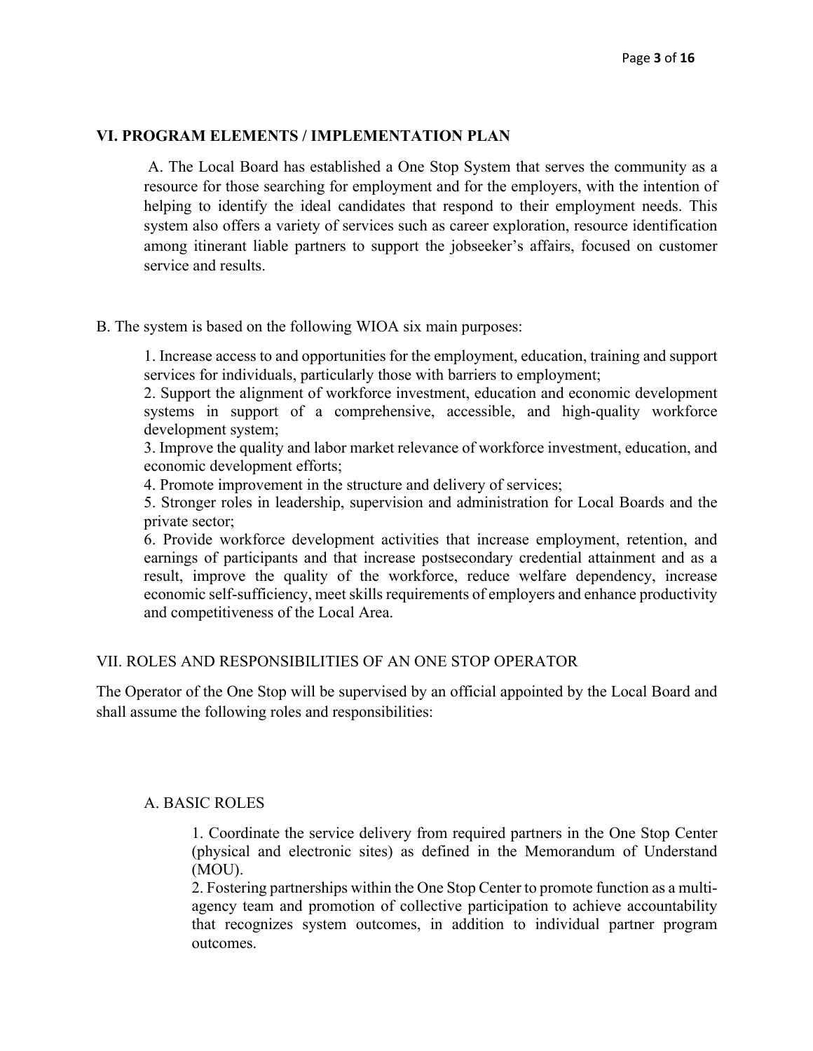## VI. PROGRAM ELEMENTS / IMPLEMENTATION PLAN

A. The Local Board has established a One Stop System that serves the community as a resource for those searching for employment and for the employers, with the intention of helping to identify the ideal candidates that respond to their employment needs. This system also offers a variety of services such as career exploration, resource identification among itinerant liable partners to support the jobseeker's affairs, focused on customer service and results.

B. The system is based on the following WIOA six main purposes:

1. Increase access to and opportunities for the employment, education, training and support services for individuals, particularly those with barriers to employment;
2. Support the alignment of workforce investment, education and economic development systems in support of a comprehensive, accessible, and high-quality workforce development system;
3. Improve the quality and labor market relevance of workforce investment, education, and economic development efforts;
4. Promote improvement in the structure and delivery of services;
5. Stronger roles in leadership, supervision and administration for Local Boards and the private sector;
6. Provide workforce development activities that increase employment, retention, and earnings of participants and that increase postsecondary credential attainment and as a result, improve the quality of the workforce, reduce welfare dependency, increase economic self-sufficiency, meet skills requirements of employers and enhance productivity and competitiveness of the Local Area.

VII. ROLES AND RESPONSIBILITIES OF AN ONE STOP OPERATOR

The Operator of the One Stop will be supervised by an official appointed by the Local Board and shall assume the following roles and responsibilities:

A. BASIC ROLES

1. Coordinate the service delivery from required partners in the One Stop Center (physical and electronic sites) as defined in the Memorandum of Understand (MOU).
2. Fostering partnerships within the One Stop Center to promote function as a multi-agency team and promotion of collective participation to achieve accountability that recognizes system outcomes, in addition to individual partner program outcomes.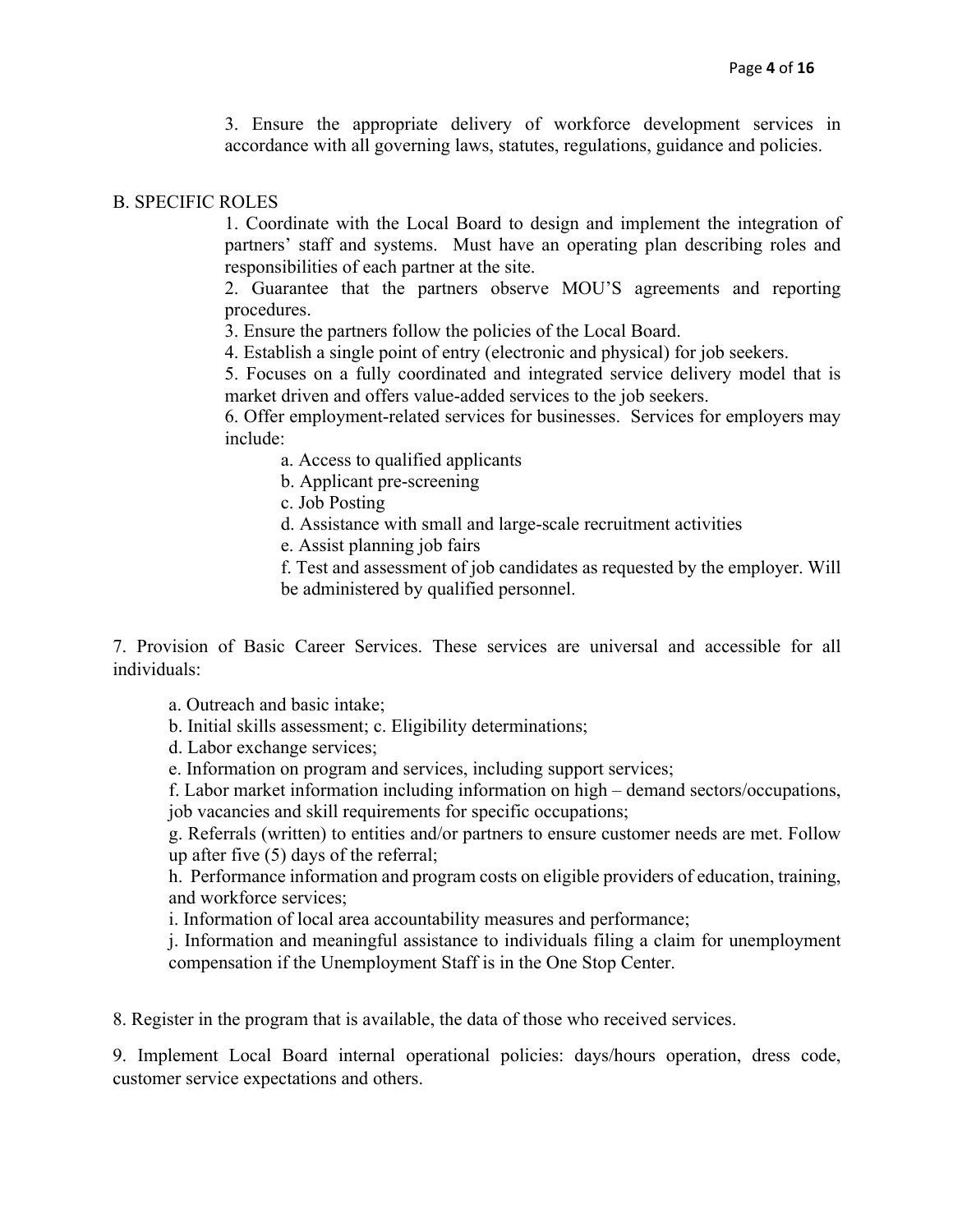3. Ensure the appropriate delivery of workforce development services in accordance with all governing laws, statutes, regulations, guidance and policies.

B. SPECIFIC ROLES

1. Coordinate with the Local Board to design and implement the integration of partners' staff and systems. Must have an operating plan describing roles and responsibilities of each partner at the site.
2. Guarantee that the partners observe MOU'S agreements and reporting procedures.
3. Ensure the partners follow the policies of the Local Board.
4. Establish a single point of entry (electronic and physical) for job seekers.
5. Focuses on a fully coordinated and integrated service delivery model that is market driven and offers value-added services to the job seekers.
6. Offer employment-related services for businesses. Services for employers may include:
    a. Access to qualified applicants
    b. Applicant pre-screening
    c. Job Posting
    d. Assistance with small and large-scale recruitment activities
    e. Assist planning job fairs
    f. Test and assessment of job candidates as requested by the employer. Will be administered by qualified personnel.

7. Provision of Basic Career Services. These services are universal and accessible for all individuals:

a. Outreach and basic intake;
b. Initial skills assessment; c. Eligibility determinations;
d. Labor exchange services;
e. Information on program and services, including support services;
f. Labor market information including information on high – demand sectors/occupations, job vacancies and skill requirements for specific occupations;
g. Referrals (written) to entities and/or partners to ensure customer needs are met. Follow up after five (5) days of the referral;
h. Performance information and program costs on eligible providers of education, training, and workforce services;
i. Information of local area accountability measures and performance;
j. Information and meaningful assistance to individuals filing a claim for unemployment compensation if the Unemployment Staff is in the One Stop Center.

8. Register in the program that is available, the data of those who received services.

9. Implement Local Board internal operational policies: days/hours operation, dress code, customer service expectations and others.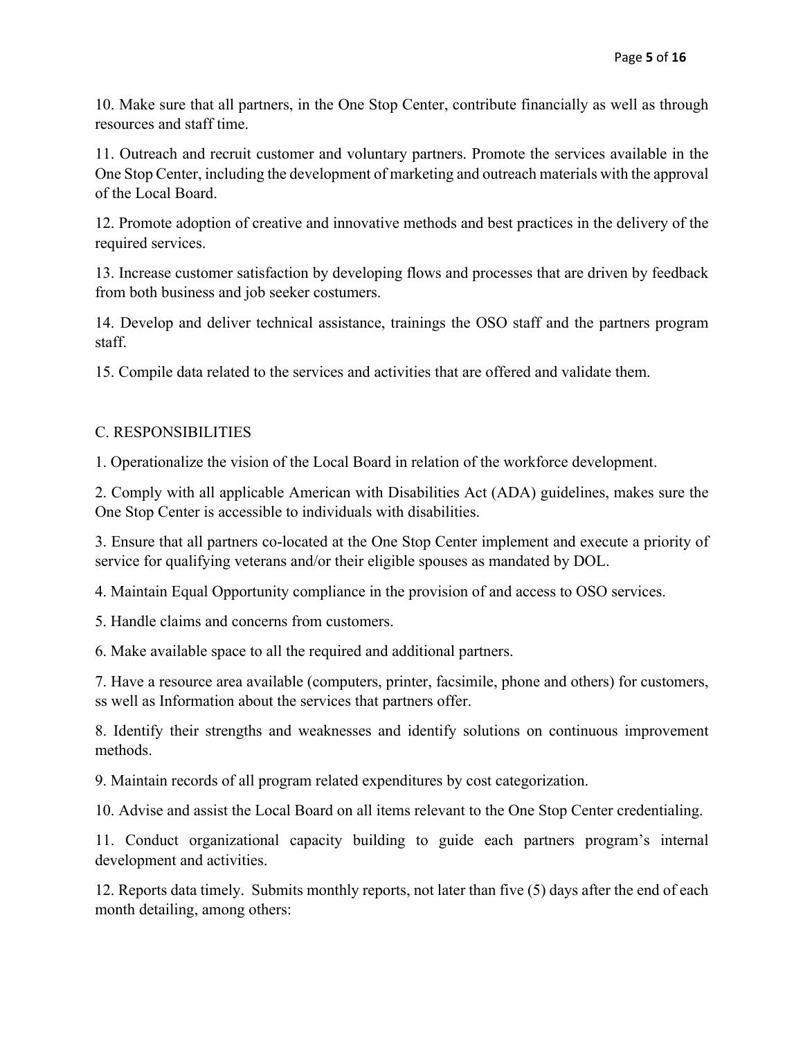10. Make sure that all partners, in the One Stop Center, contribute financially as well as through resources and staff time.

11. Outreach and recruit customer and voluntary partners. Promote the services available in the One Stop Center, including the development of marketing and outreach materials with the approval of the Local Board.

12. Promote adoption of creative and innovative methods and best practices in the delivery of the required services.

13. Increase customer satisfaction by developing flows and processes that are driven by feedback from both business and job seeker costumers.

14. Develop and deliver technical assistance, trainings the OSO staff and the partners program staff.

15. Compile data related to the services and activities that are offered and validate them.

C. RESPONSIBILITIES

1. Operationalize the vision of the Local Board in relation of the workforce development.

2. Comply with all applicable American with Disabilities Act (ADA) guidelines, makes sure the One Stop Center is accessible to individuals with disabilities.

3. Ensure that all partners co-located at the One Stop Center implement and execute a priority of service for qualifying veterans and/or their eligible spouses as mandated by DOL.

4. Maintain Equal Opportunity compliance in the provision of and access to OSO services.

5. Handle claims and concerns from customers.

6. Make available space to all the required and additional partners.

7. Have a resource area available (computers, printer, facsimile, phone and others) for customers, ss well as Information about the services that partners offer.

8. Identify their strengths and weaknesses and identify solutions on continuous improvement methods.

9. Maintain records of all program related expenditures by cost categorization.

10. Advise and assist the Local Board on all items relevant to the One Stop Center credentialing.

11. Conduct organizational capacity building to guide each partners program's internal development and activities.

12. Reports data timely. Submits monthly reports, not later than five (5) days after the end of each month detailing, among others: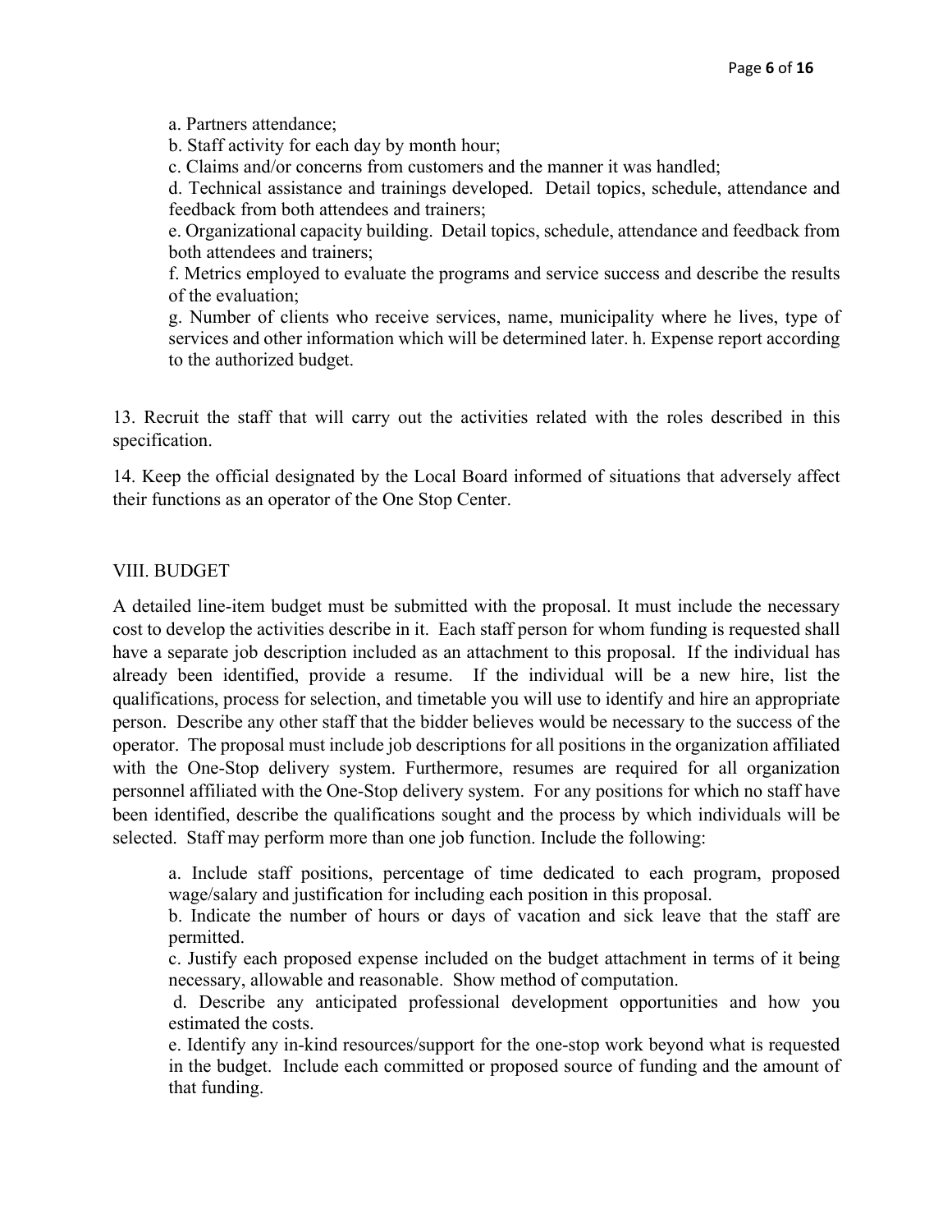a. Partners attendance;

b. Staff activity for each day by month hour;

c. Claims and/or concerns from customers and the manner it was handled;

d. Technical assistance and trainings developed. Detail topics, schedule, attendance and feedback from both attendees and trainers;

e. Organizational capacity building. Detail topics, schedule, attendance and feedback from both attendees and trainers;

f. Metrics employed to evaluate the programs and service success and describe the results of the evaluation;

g. Number of clients who receive services, name, municipality where he lives, type of services and other information which will be determined later. h. Expense report according to the authorized budget.

13. Recruit the staff that will carry out the activities related with the roles described in this specification.

14. Keep the official designated by the Local Board informed of situations that adversely affect their functions as an operator of the One Stop Center.

## VIII. BUDGET

A detailed line-item budget must be submitted with the proposal. It must include the necessary cost to develop the activities describe in it. Each staff person for whom funding is requested shall have a separate job description included as an attachment to this proposal. If the individual has already been identified, provide a resume. If the individual will be a new hire, list the qualifications, process for selection, and timetable you will use to identify and hire an appropriate person. Describe any other staff that the bidder believes would be necessary to the success of the operator. The proposal must include job descriptions for all positions in the organization affiliated with the One-Stop delivery system. Furthermore, resumes are required for all organization personnel affiliated with the One-Stop delivery system. For any positions for which no staff have been identified, describe the qualifications sought and the process by which individuals will be selected. Staff may perform more than one job function. Include the following:

a. Include staff positions, percentage of time dedicated to each program, proposed wage/salary and justification for including each position in this proposal.

b. Indicate the number of hours or days of vacation and sick leave that the staff are permitted.

c. Justify each proposed expense included on the budget attachment in terms of it being necessary, allowable and reasonable. Show method of computation.

d. Describe any anticipated professional development opportunities and how you estimated the costs.

e. Identify any in-kind resources/support for the one-stop work beyond what is requested in the budget. Include each committed or proposed source of funding and the amount of that funding.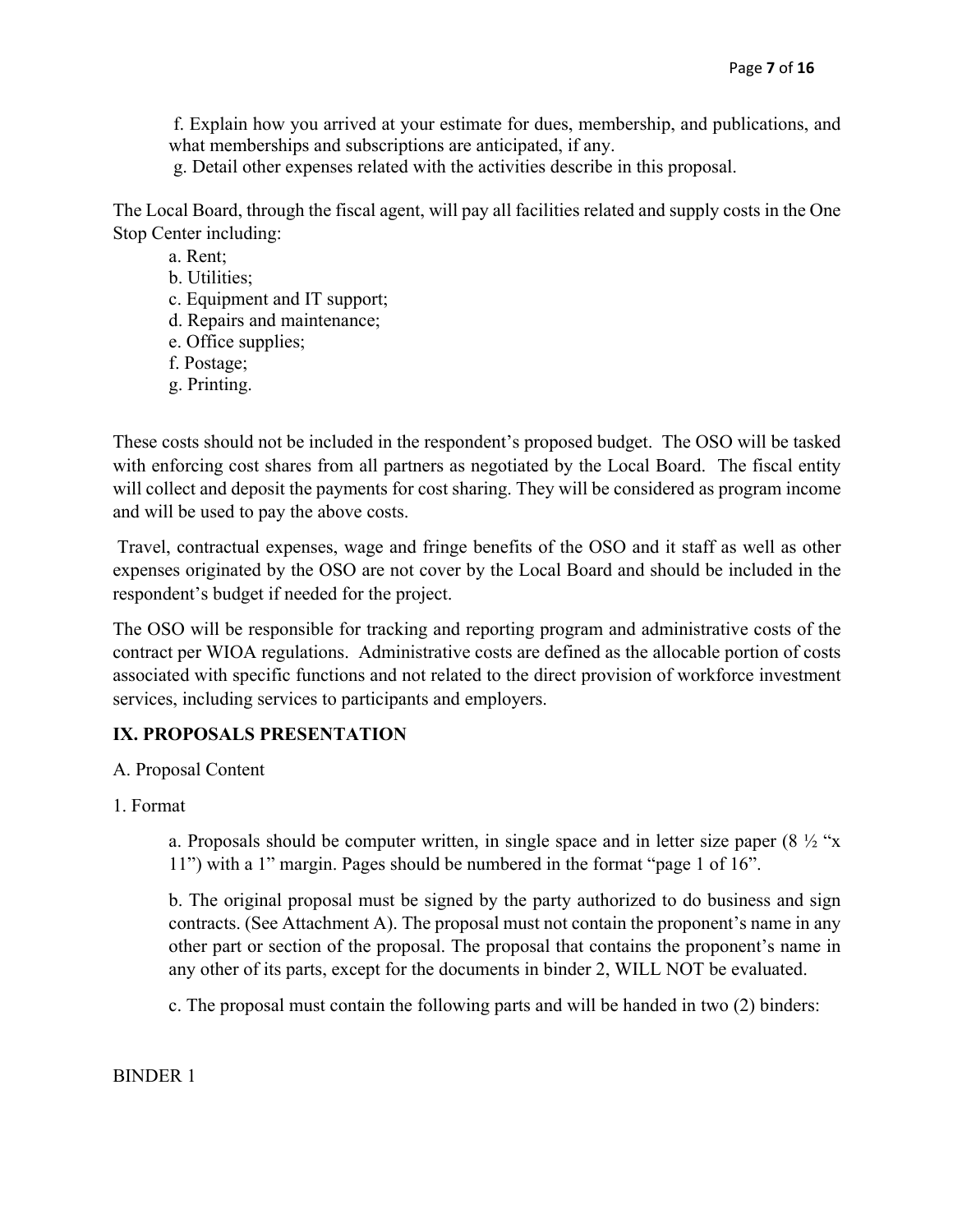f. Explain how you arrived at your estimate for dues, membership, and publications, and what memberships and subscriptions are anticipated, if any.

g. Detail other expenses related with the activities describe in this proposal.

The Local Board, through the fiscal agent, will pay all facilities related and supply costs in the One Stop Center including:

a. Rent;
b. Utilities;
c. Equipment and IT support;
d. Repairs and maintenance;
e. Office supplies;
f. Postage;
g. Printing.

These costs should not be included in the respondent's proposed budget. The OSO will be tasked with enforcing cost shares from all partners as negotiated by the Local Board. The fiscal entity will collect and deposit the payments for cost sharing. They will be considered as program income and will be used to pay the above costs.

Travel, contractual expenses, wage and fringe benefits of the OSO and it staff as well as other expenses originated by the OSO are not cover by the Local Board and should be included in the respondent's budget if needed for the project.

The OSO will be responsible for tracking and reporting program and administrative costs of the contract per WIOA regulations. Administrative costs are defined as the allocable portion of costs associated with specific functions and not related to the direct provision of workforce investment services, including services to participants and employers.

## IX. PROPOSALS PRESENTATION

A. Proposal Content

1. Format

a. Proposals should be computer written, in single space and in letter size paper (8 ½ "x 11") with a 1" margin. Pages should be numbered in the format "page 1 of 16".

b. The original proposal must be signed by the party authorized to do business and sign contracts. (See Attachment A). The proposal must not contain the proponent's name in any other part or section of the proposal. The proposal that contains the proponent's name in any other of its parts, except for the documents in binder 2, WILL NOT be evaluated.

c. The proposal must contain the following parts and will be handed in two (2) binders:

BINDER 1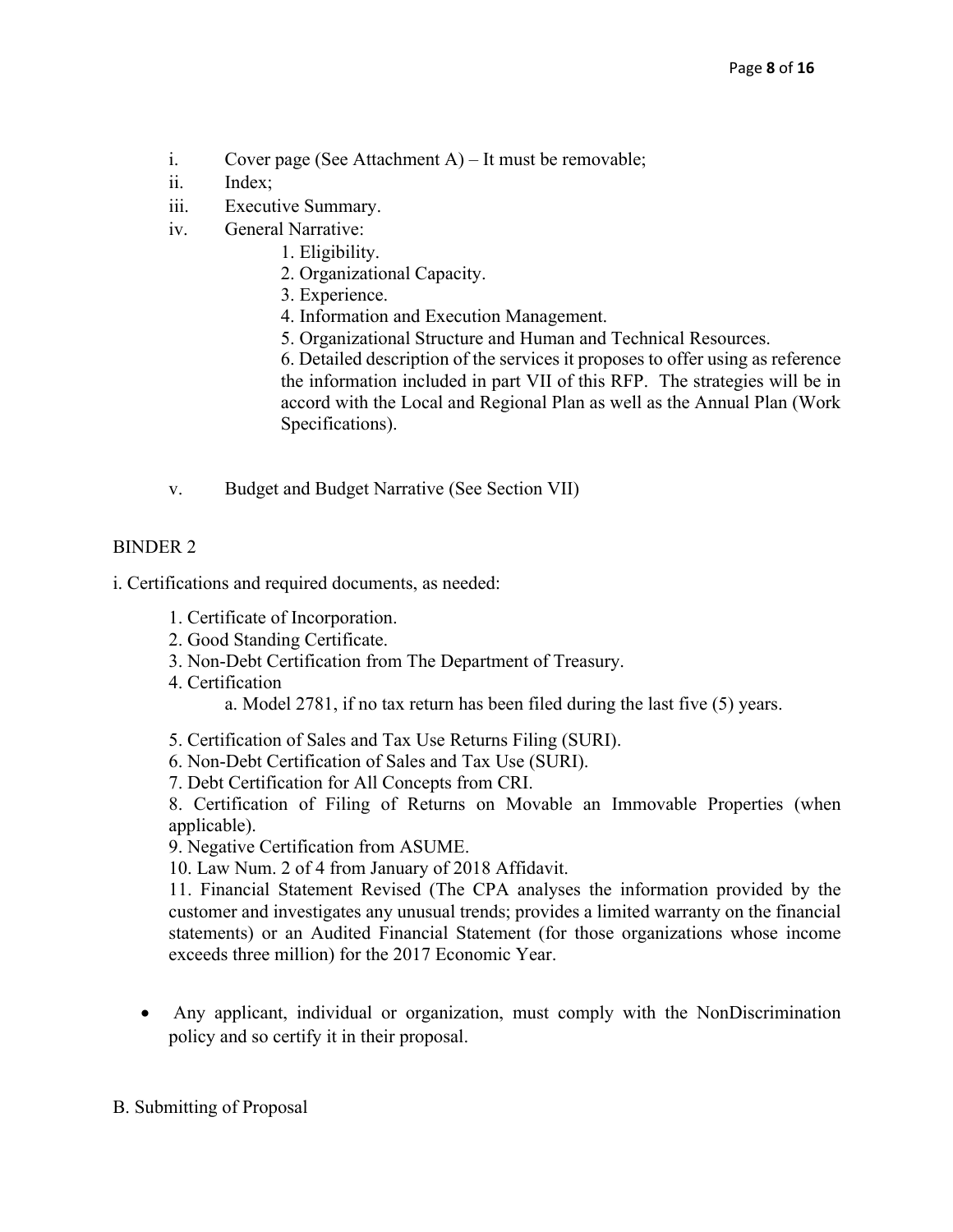i. Cover page (See Attachment A) – It must be removable;
ii. Index;
iii. Executive Summary.
iv. General Narrative:
    1. Eligibility.
    2. Organizational Capacity.
    3. Experience.
    4. Information and Execution Management.
    5. Organizational Structure and Human and Technical Resources.
    6. Detailed description of the services it proposes to offer using as reference the information included in part VII of this RFP. The strategies will be in accord with the Local and Regional Plan as well as the Annual Plan (Work Specifications).

v. Budget and Budget Narrative (See Section VII)

BINDER 2

i. Certifications and required documents, as needed:

1. Certificate of Incorporation.
2. Good Standing Certificate.
3. Non-Debt Certification from The Department of Treasury.
4. Certification
    a. Model 2781, if no tax return has been filed during the last five (5) years.
5. Certification of Sales and Tax Use Returns Filing (SURI).
6. Non-Debt Certification of Sales and Tax Use (SURI).
7. Debt Certification for All Concepts from CRI.
8. Certification of Filing of Returns on Movable an Immovable Properties (when applicable).
9. Negative Certification from ASUME.
10. Law Num. 2 of 4 from January of 2018 Affidavit.
11. Financial Statement Revised (The CPA analyses the information provided by the customer and investigates any unusual trends; provides a limited warranty on the financial statements) or an Audited Financial Statement (for those organizations whose income exceeds three million) for the 2017 Economic Year.

- Any applicant, individual or organization, must comply with the NonDiscrimination policy and so certify it in their proposal.

B. Submitting of Proposal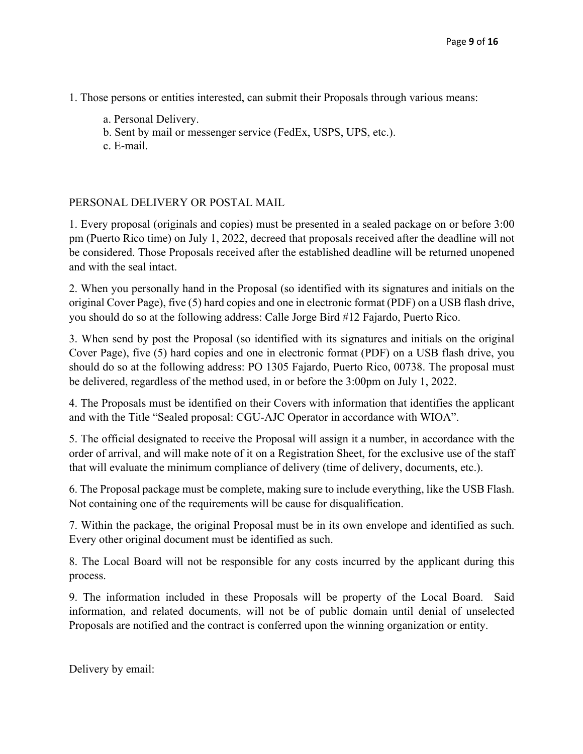1. Those persons or entities interested, can submit their Proposals through various means:

   a. Personal Delivery.
   b. Sent by mail or messenger service (FedEx, USPS, UPS, etc.).
   c. E-mail.

PERSONAL DELIVERY OR POSTAL MAIL

1. Every proposal (originals and copies) must be presented in a sealed package on or before 3:00 pm (Puerto Rico time) on July 1, 2022, decreed that proposals received after the deadline will not be considered. Those Proposals received after the established deadline will be returned unopened and with the seal intact.

2. When you personally hand in the Proposal (so identified with its signatures and initials on the original Cover Page), five (5) hard copies and one in electronic format (PDF) on a USB flash drive, you should do so at the following address: Calle Jorge Bird #12 Fajardo, Puerto Rico.

3. When send by post the Proposal (so identified with its signatures and initials on the original Cover Page), five (5) hard copies and one in electronic format (PDF) on a USB flash drive, you should do so at the following address: PO 1305 Fajardo, Puerto Rico, 00738. The proposal must be delivered, regardless of the method used, in or before the 3:00pm on July 1, 2022.

4. The Proposals must be identified on their Covers with information that identifies the applicant and with the Title "Sealed proposal: CGU-AJC Operator in accordance with WIOA".

5. The official designated to receive the Proposal will assign it a number, in accordance with the order of arrival, and will make note of it on a Registration Sheet, for the exclusive use of the staff that will evaluate the minimum compliance of delivery (time of delivery, documents, etc.).

6. The Proposal package must be complete, making sure to include everything, like the USB Flash. Not containing one of the requirements will be cause for disqualification.

7. Within the package, the original Proposal must be in its own envelope and identified as such. Every other original document must be identified as such.

8. The Local Board will not be responsible for any costs incurred by the applicant during this process.

9. The information included in these Proposals will be property of the Local Board. Said information, and related documents, will not be of public domain until denial of unselected Proposals are notified and the contract is conferred upon the winning organization or entity.

Delivery by email: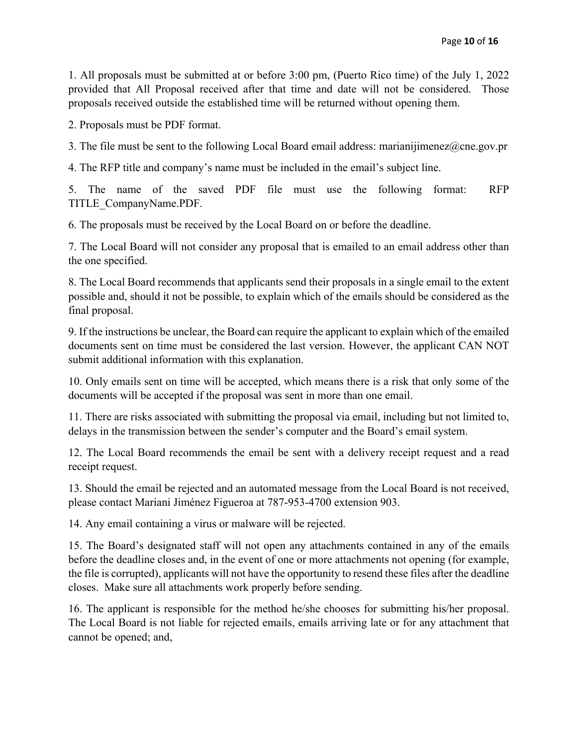1. All proposals must be submitted at or before 3:00 pm, (Puerto Rico time) of the July 1, 2022 provided that All Proposal received after that time and date will not be considered. Those proposals received outside the established time will be returned without opening them.

2. Proposals must be PDF format.

3. The file must be sent to the following Local Board email address: marianijimenez@cne.gov.pr

4. The RFP title and company's name must be included in the email's subject line.

5. The name of the saved PDF file must use the following format: RFP TITLE_CompanyName.PDF.

6. The proposals must be received by the Local Board on or before the deadline.

7. The Local Board will not consider any proposal that is emailed to an email address other than the one specified.

8. The Local Board recommends that applicants send their proposals in a single email to the extent possible and, should it not be possible, to explain which of the emails should be considered as the final proposal.

9. If the instructions be unclear, the Board can require the applicant to explain which of the emailed documents sent on time must be considered the last version. However, the applicant CAN NOT submit additional information with this explanation.

10. Only emails sent on time will be accepted, which means there is a risk that only some of the documents will be accepted if the proposal was sent in more than one email.

11. There are risks associated with submitting the proposal via email, including but not limited to, delays in the transmission between the sender's computer and the Board's email system.

12. The Local Board recommends the email be sent with a delivery receipt request and a read receipt request.

13. Should the email be rejected and an automated message from the Local Board is not received, please contact Mariani Jiménez Figueroa at 787-953-4700 extension 903.

14. Any email containing a virus or malware will be rejected.

15. The Board's designated staff will not open any attachments contained in any of the emails before the deadline closes and, in the event of one or more attachments not opening (for example, the file is corrupted), applicants will not have the opportunity to resend these files after the deadline closes. Make sure all attachments work properly before sending.

16. The applicant is responsible for the method he/she chooses for submitting his/her proposal. The Local Board is not liable for rejected emails, emails arriving late or for any attachment that cannot be opened; and,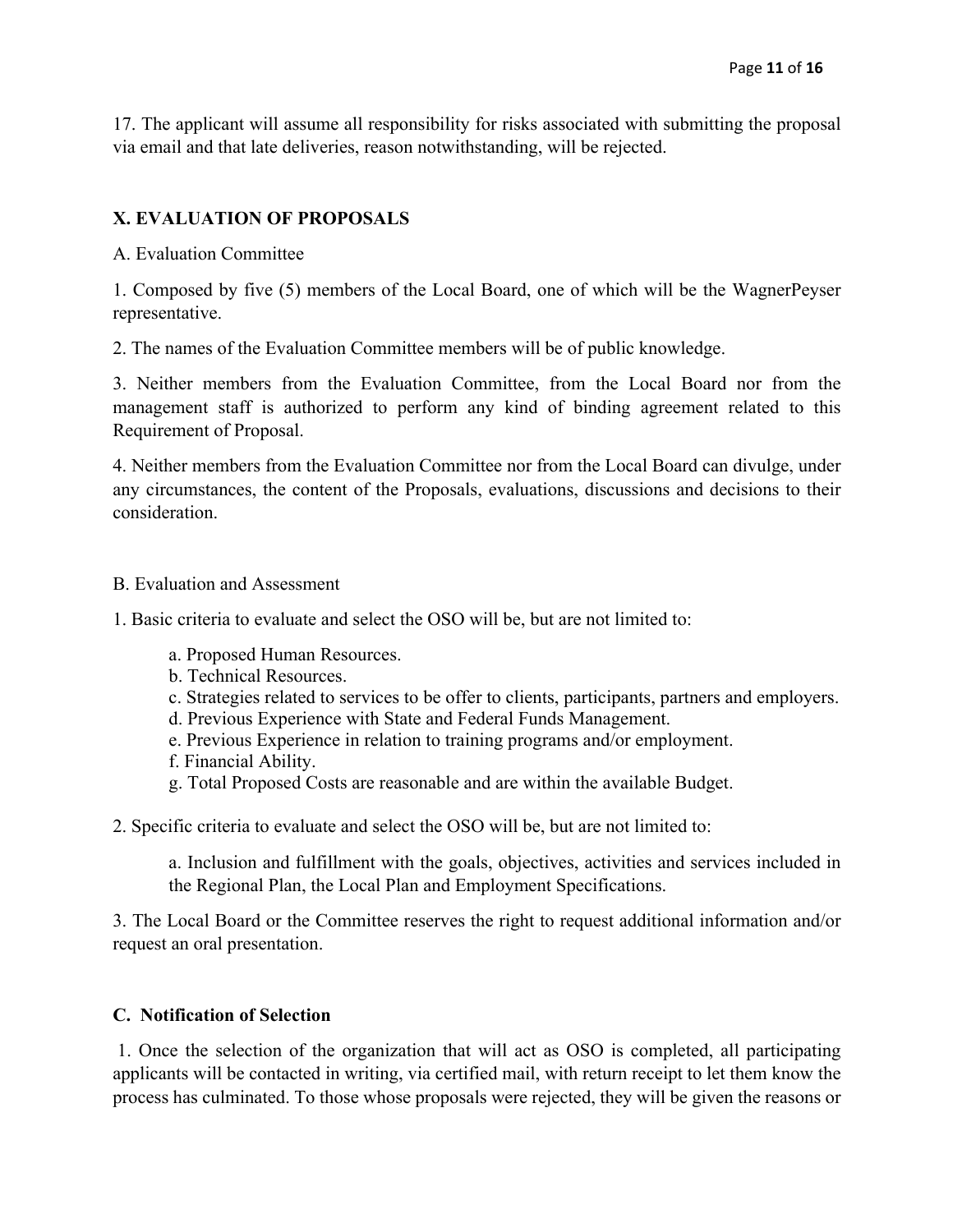17. The applicant will assume all responsibility for risks associated with submitting the proposal via email and that late deliveries, reason notwithstanding, will be rejected.

## X. EVALUATION OF PROPOSALS

A. Evaluation Committee

1. Composed by five (5) members of the Local Board, one of which will be the WagnerPeyser representative.

2. The names of the Evaluation Committee members will be of public knowledge.

3. Neither members from the Evaluation Committee, from the Local Board nor from the management staff is authorized to perform any kind of binding agreement related to this Requirement of Proposal.

4. Neither members from the Evaluation Committee nor from the Local Board can divulge, under any circumstances, the content of the Proposals, evaluations, discussions and decisions to their consideration.

B. Evaluation and Assessment

1. Basic criteria to evaluate and select the OSO will be, but are not limited to:

   a. Proposed Human Resources.
   b. Technical Resources.
   c. Strategies related to services to be offer to clients, participants, partners and employers.
   d. Previous Experience with State and Federal Funds Management.
   e. Previous Experience in relation to training programs and/or employment.
   f. Financial Ability.
   g. Total Proposed Costs are reasonable and are within the available Budget.

2. Specific criteria to evaluate and select the OSO will be, but are not limited to:

   a. Inclusion and fulfillment with the goals, objectives, activities and services included in the Regional Plan, the Local Plan and Employment Specifications.

3. The Local Board or the Committee reserves the right to request additional information and/or request an oral presentation.

### C. Notification of Selection

1. Once the selection of the organization that will act as OSO is completed, all participating applicants will be contacted in writing, via certified mail, with return receipt to let them know the process has culminated. To those whose proposals were rejected, they will be given the reasons or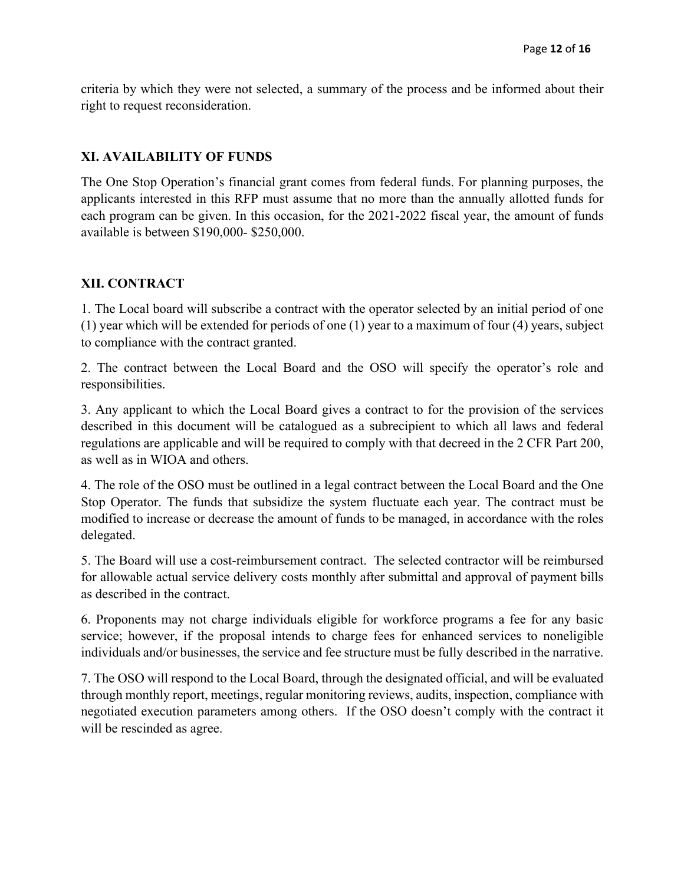criteria by which they were not selected, a summary of the process and be informed about their right to request reconsideration.

## XI. AVAILABILITY OF FUNDS

The One Stop Operation's financial grant comes from federal funds. For planning purposes, the applicants interested in this RFP must assume that no more than the annually allotted funds for each program can be given. In this occasion, for the 2021-2022 fiscal year, the amount of funds available is between $190,000- $250,000.

## XII. CONTRACT

1. The Local board will subscribe a contract with the operator selected by an initial period of one (1) year which will be extended for periods of one (1) year to a maximum of four (4) years, subject to compliance with the contract granted.

2. The contract between the Local Board and the OSO will specify the operator's role and responsibilities.

3. Any applicant to which the Local Board gives a contract to for the provision of the services described in this document will be catalogued as a subrecipient to which all laws and federal regulations are applicable and will be required to comply with that decreed in the 2 CFR Part 200, as well as in WIOA and others.

4. The role of the OSO must be outlined in a legal contract between the Local Board and the One Stop Operator. The funds that subsidize the system fluctuate each year. The contract must be modified to increase or decrease the amount of funds to be managed, in accordance with the roles delegated.

5. The Board will use a cost-reimbursement contract. The selected contractor will be reimbursed for allowable actual service delivery costs monthly after submittal and approval of payment bills as described in the contract.

6. Proponents may not charge individuals eligible for workforce programs a fee for any basic service; however, if the proposal intends to charge fees for enhanced services to noneligible individuals and/or businesses, the service and fee structure must be fully described in the narrative.

7. The OSO will respond to the Local Board, through the designated official, and will be evaluated through monthly report, meetings, regular monitoring reviews, audits, inspection, compliance with negotiated execution parameters among others. If the OSO doesn't comply with the contract it will be rescinded as agree.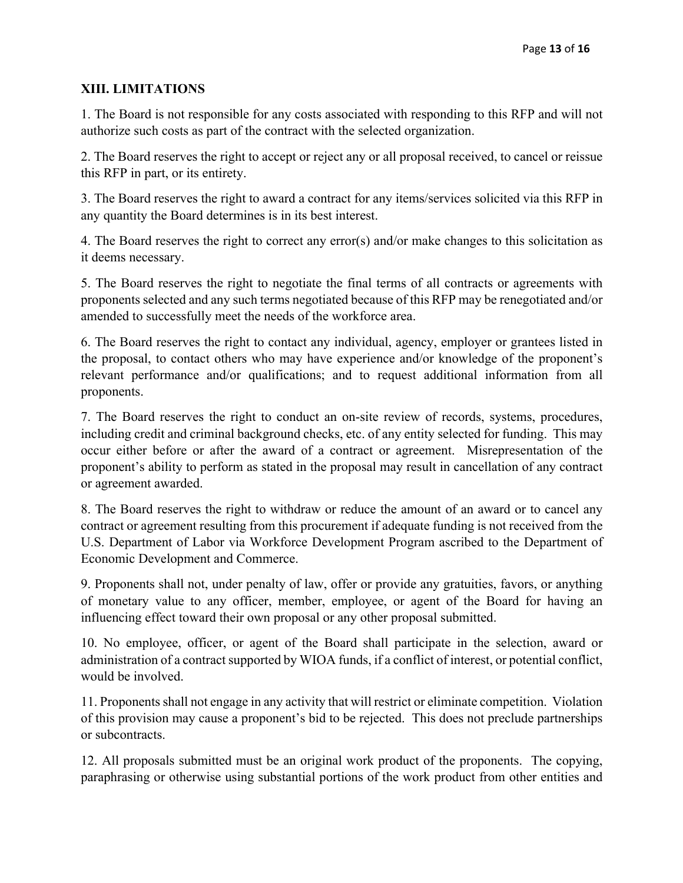## XIII. LIMITATIONS

1. The Board is not responsible for any costs associated with responding to this RFP and will not authorize such costs as part of the contract with the selected organization.

2. The Board reserves the right to accept or reject any or all proposal received, to cancel or reissue this RFP in part, or its entirety.

3. The Board reserves the right to award a contract for any items/services solicited via this RFP in any quantity the Board determines is in its best interest.

4. The Board reserves the right to correct any error(s) and/or make changes to this solicitation as it deems necessary.

5. The Board reserves the right to negotiate the final terms of all contracts or agreements with proponents selected and any such terms negotiated because of this RFP may be renegotiated and/or amended to successfully meet the needs of the workforce area.

6. The Board reserves the right to contact any individual, agency, employer or grantees listed in the proposal, to contact others who may have experience and/or knowledge of the proponent's relevant performance and/or qualifications; and to request additional information from all proponents.

7. The Board reserves the right to conduct an on-site review of records, systems, procedures, including credit and criminal background checks, etc. of any entity selected for funding. This may occur either before or after the award of a contract or agreement. Misrepresentation of the proponent's ability to perform as stated in the proposal may result in cancellation of any contract or agreement awarded.

8. The Board reserves the right to withdraw or reduce the amount of an award or to cancel any contract or agreement resulting from this procurement if adequate funding is not received from the U.S. Department of Labor via Workforce Development Program ascribed to the Department of Economic Development and Commerce.

9. Proponents shall not, under penalty of law, offer or provide any gratuities, favors, or anything of monetary value to any officer, member, employee, or agent of the Board for having an influencing effect toward their own proposal or any other proposal submitted.

10. No employee, officer, or agent of the Board shall participate in the selection, award or administration of a contract supported by WIOA funds, if a conflict of interest, or potential conflict, would be involved.

11. Proponents shall not engage in any activity that will restrict or eliminate competition. Violation of this provision may cause a proponent's bid to be rejected. This does not preclude partnerships or subcontracts.

12. All proposals submitted must be an original work product of the proponents. The copying, paraphrasing or otherwise using substantial portions of the work product from other entities and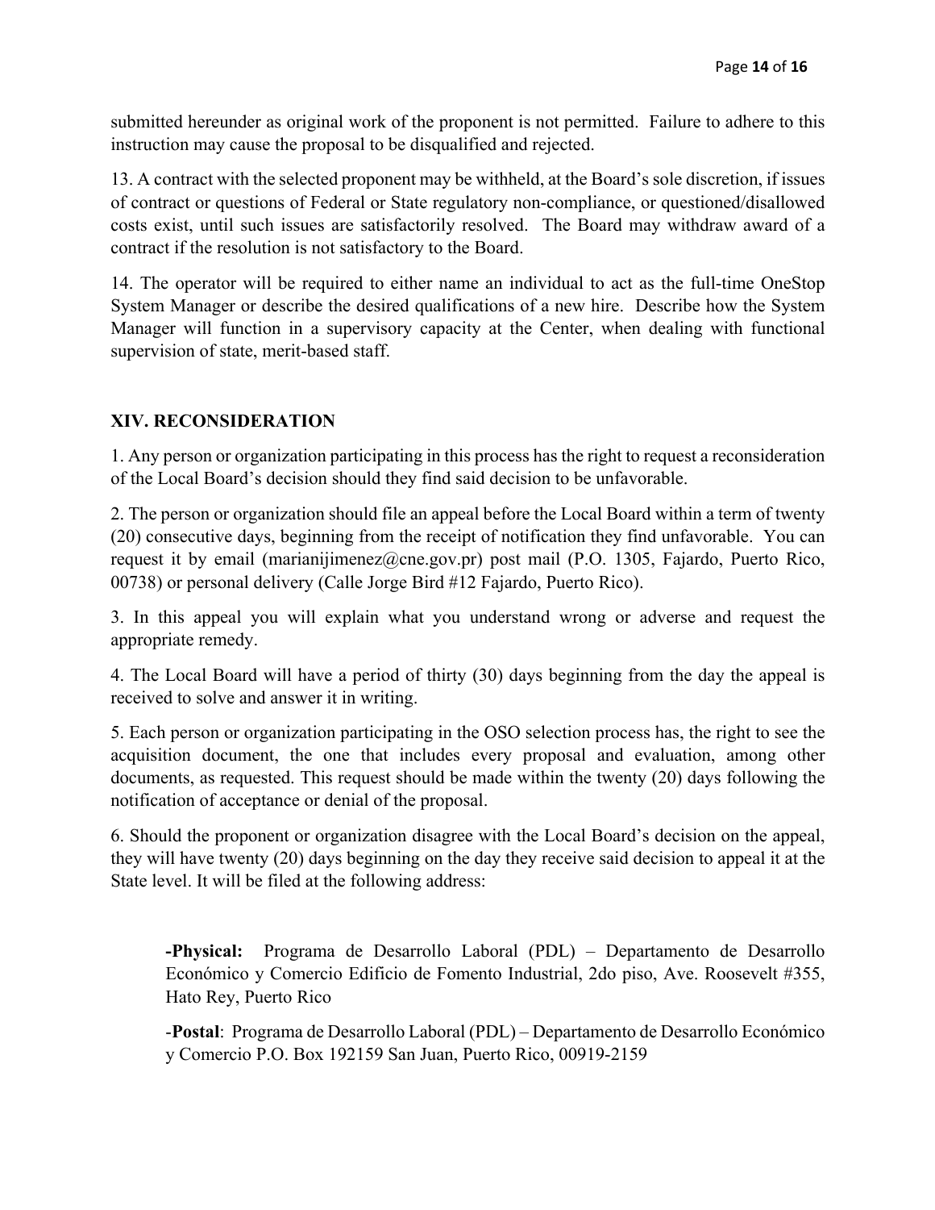submitted hereunder as original work of the proponent is not permitted. Failure to adhere to this instruction may cause the proposal to be disqualified and rejected.

13. A contract with the selected proponent may be withheld, at the Board's sole discretion, if issues of contract or questions of Federal or State regulatory non-compliance, or questioned/disallowed costs exist, until such issues are satisfactorily resolved. The Board may withdraw award of a contract if the resolution is not satisfactory to the Board.

14. The operator will be required to either name an individual to act as the full-time OneStop System Manager or describe the desired qualifications of a new hire. Describe how the System Manager will function in a supervisory capacity at the Center, when dealing with functional supervision of state, merit-based staff.

## XIV. RECONSIDERATION

1. Any person or organization participating in this process has the right to request a reconsideration of the Local Board's decision should they find said decision to be unfavorable.

2. The person or organization should file an appeal before the Local Board within a term of twenty (20) consecutive days, beginning from the receipt of notification they find unfavorable. You can request it by email (marianijimenez@cne.gov.pr) post mail (P.O. 1305, Fajardo, Puerto Rico, 00738) or personal delivery (Calle Jorge Bird #12 Fajardo, Puerto Rico).

3. In this appeal you will explain what you understand wrong or adverse and request the appropriate remedy.

4. The Local Board will have a period of thirty (30) days beginning from the day the appeal is received to solve and answer it in writing.

5. Each person or organization participating in the OSO selection process has, the right to see the acquisition document, the one that includes every proposal and evaluation, among other documents, as requested. This request should be made within the twenty (20) days following the notification of acceptance or denial of the proposal.

6. Should the proponent or organization disagree with the Local Board's decision on the appeal, they will have twenty (20) days beginning on the day they receive said decision to appeal it at the State level. It will be filed at the following address:

> **-Physical:** Programa de Desarrollo Laboral (PDL) – Departamento de Desarrollo Económico y Comercio Edificio de Fomento Industrial, 2do piso, Ave. Roosevelt #355, Hato Rey, Puerto Rico
>
> -**Postal**: Programa de Desarrollo Laboral (PDL) – Departamento de Desarrollo Económico y Comercio P.O. Box 192159 San Juan, Puerto Rico, 00919-2159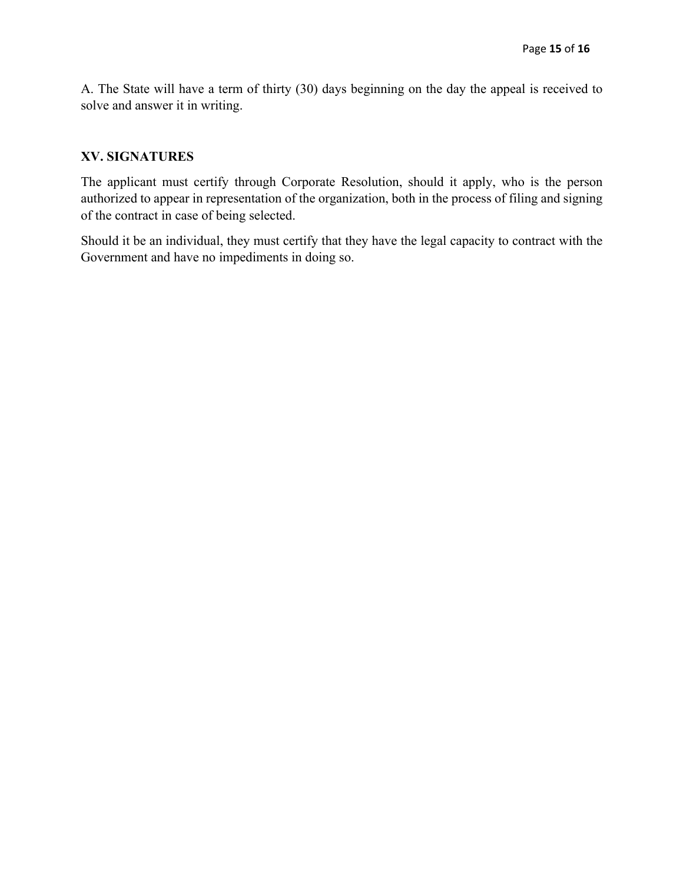A. The State will have a term of thirty (30) days beginning on the day the appeal is received to solve and answer it in writing.

## XV. SIGNATURES

The applicant must certify through Corporate Resolution, should it apply, who is the person authorized to appear in representation of the organization, both in the process of filing and signing of the contract in case of being selected.

Should it be an individual, they must certify that they have the legal capacity to contract with the Government and have no impediments in doing so.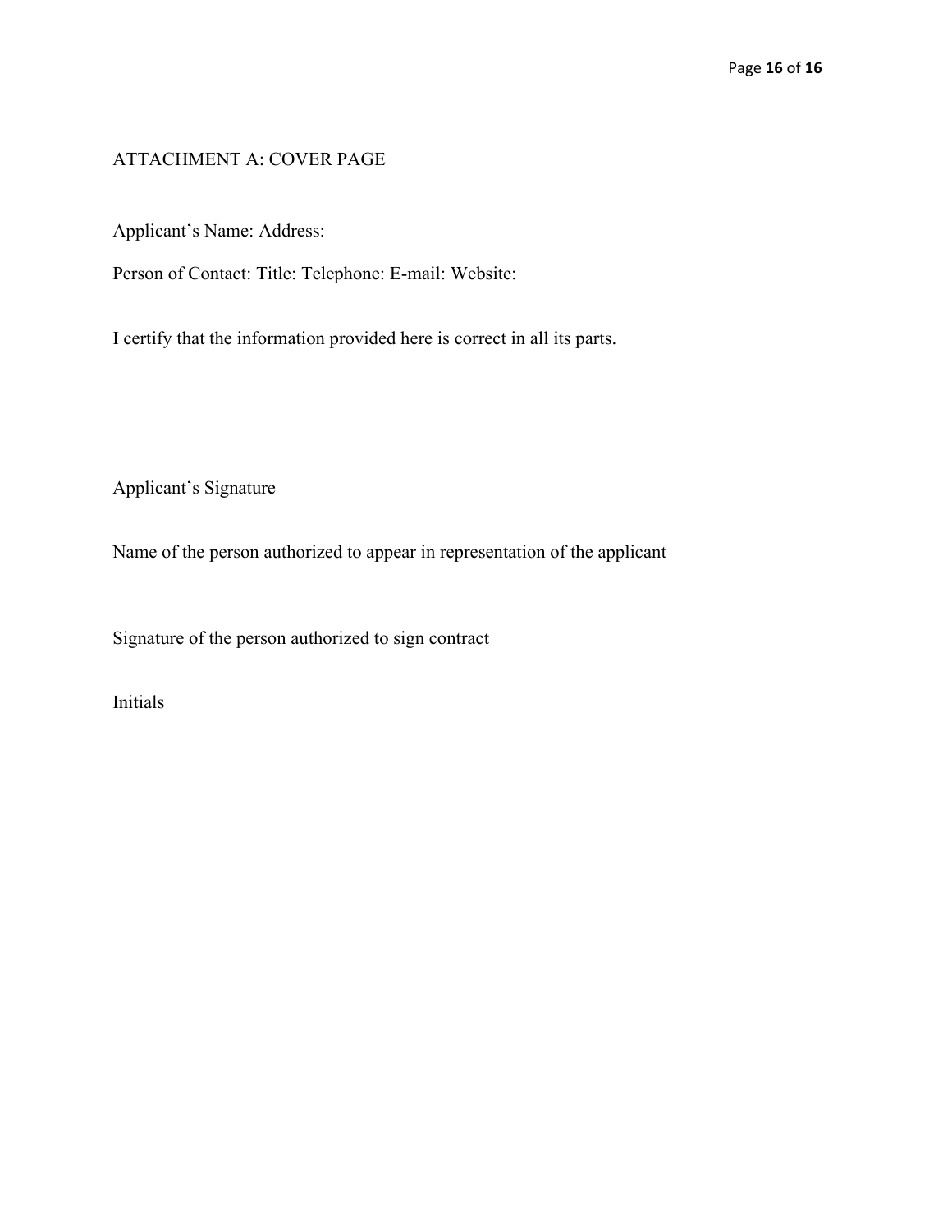ATTACHMENT A: COVER PAGE

Applicant's Name: Address:

Person of Contact: Title: Telephone: E-mail: Website:

I certify that the information provided here is correct in all its parts.

Applicant's Signature

Name of the person authorized to appear in representation of the applicant

Signature of the person authorized to sign contract

Initials